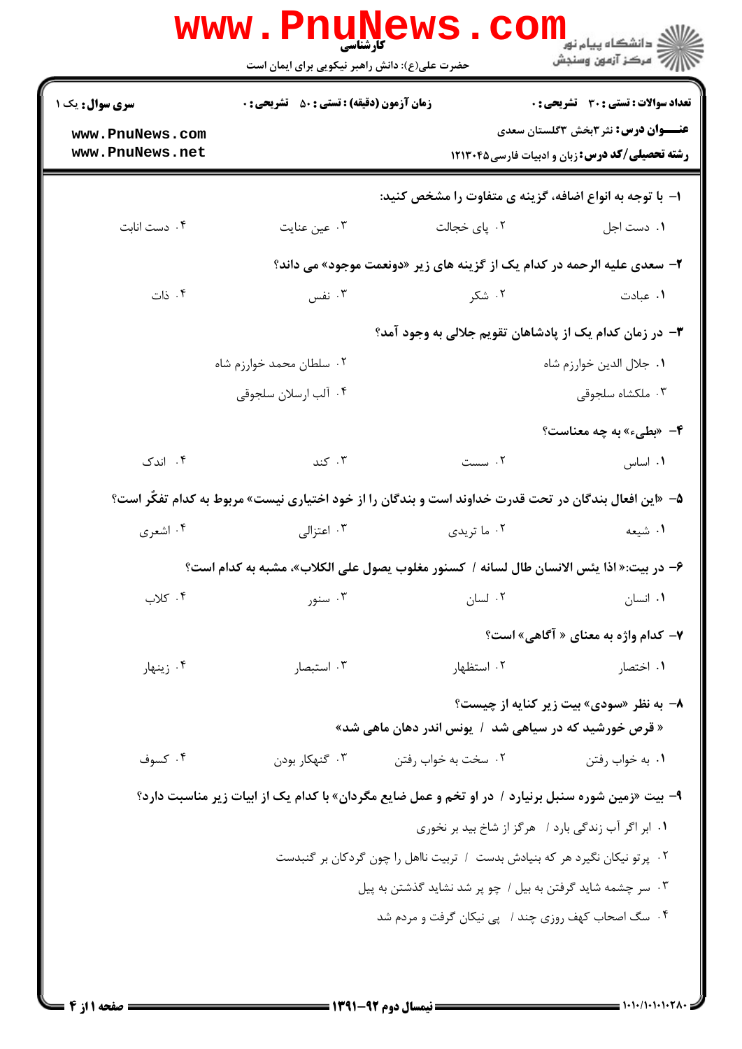کارشناسی

حضرت علی(ع): دانش راهبر نیکویی برای ایمان است

دانشگاه پیام نور
مرکز آزمون وسنجش

**تعداد سوالات : تستی : ۳۰ تشریحی : ۰** | **زمان آزمون (دقیقه) : تستی : ۵۰ تشریحی : ۰** | **سری سوال :** یک ۱

**عنـــوان درس:** نثر۳بخش ۳گلستان سعدی

**رشته تحصیلی/کد درس:** زبان و ادبیات فارسی۱۲۱۳۰۴۵

**۱- با توجه به انواع اضافه، گزینه ی متفاوت را مشخص کنید:**

۱. دست اجل ۲. پای خجالت ۳. عین عنایت ۴. دست انابت

**۲- سعدی علیه الرحمه در کدام یک از گزینه های زیر «دونعمت موجود» می داند؟**

۱. عبادت ۲. شکر ۳. نفس ۴. ذات

**۳- در زمان کدام یک از پادشاهان تقویم جلالی به وجود آمد؟**

۱. جلال الدین خوارزم شاه ۲. سلطان محمد خوارزم شاه

۳. ملکشاه سلجوقی ۴. آلب ارسلان سلجوقی

**۴- «بطیء» به چه معناست؟**

۱. اساس ۲. سست ۳. کند ۴. اندک

**۵- «این افعال بندگان در تحت قدرت خداوند است و بندگان را از خود اختیاری نیست» مربوط به کدام تفکّر است؟**

۱. شیعه ۲. ما تریدی ۳. اعتزالی ۴. اشعری

**۶- در بیت:« اذا یئس الانسان طال لسانه / کسنور مغلوب یصول علی الکلاب»، مشبه به کدام است؟**

۱. انسان ۲. لسان ۳. سنور ۴. کلاب

**۷- کدام واژه به معنای « آگاهی» است؟**

۱. اختصار ۲. استظهار ۳. استبصار ۴. زینهار

**۸- به نظر «سودی» بیت زیر کنایه از چیست؟**

**« قرص خورشید که در سیاهی شد / یونس اندر دهان ماهی شد»**

۱. به خواب رفتن ۲. سخت به خواب رفتن ۳. گنهکار بودن ۴. کسوف

**۹- بیت «زمین شوره سنبل برنیارد / در او تخم و عمل ضایع مگردان» با کدام یک از ابیات زیر مناسبت دارد؟**

۱. ابر اگر آب زندگی بارد / هرگز از شاخ بید بر نخوری

۲. پرتو نیکان نگیرد هر که بنیادش بدست / تربیت نااهل را چون گردکان بر گنبدست

۳. سر چشمه شاید گرفتن به بیل / چو پر شد نشاید گذشتن به پیل

۴. سگ اصحاب کهف روزی چند / پی نیکان گرفت و مردم شد

نیمسال دوم ۹۲-۱۳۹۱

۱۰۱۰/۱۰۱۰۱۰۲۸۰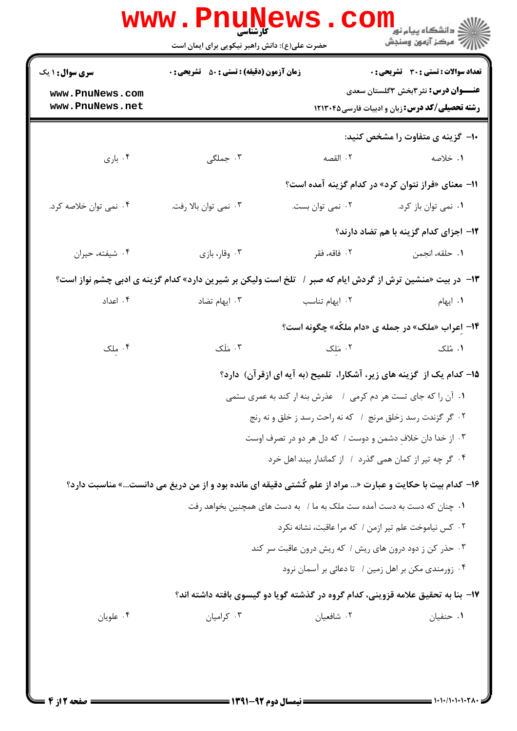**سری سؤال:** ۱ یک | **زمان آزمون (دقیقه) : تستی :** ۵۰ **تشریحی :** ۰ | **تعداد سوالات : تستی :** ۳۰ **تشریحی :** ۰

**عنوان درس:** نثر۳بخش ۳گلستان سعدی

**رشته تحصیلی/کد درس:** زبان و ادبیات فارسی۱۲۱۳۰۴۵

**۱۰- گزینه ی متفاوت را مشخص کنید:**

۱. خلاصه
۲. القصه
۳. جملگی
۴. باری

**۱۱- معنای «فراز نتوان کرد» در کدام گزینه آمده است؟**

۱. نمی توان باز کرد.
۲. نمی توان بست.
۳. نمی توان بالا رفت.
۴. نمی توان خلاصه کرد.

**۱۲- اجزای کدام گزینه با هم تضاد دارند؟**

۱. حلقه، انجمن
۲. فاقه، فقر
۳. وقار، بازی
۴. شیفته، حیران

**۱۳- در بیت «منشین ترش از گردش ایام که صبر / تلخ است ولیکن بر شیرین دارد» کدام گزینه ی ادبی چشم نواز است؟**

۱. ایهام
۲. ایهام تناسب
۳. ایهام تضاد
۴. اعداد

**۱۴- اِعراب «ملک» در جمله ی «دام ملکُه» چگونه است؟**

۱. مُلک
۲. مَلِک
۳. مَلَک
۴. مِلک

**۱۵- کدام یک از گزینه های زیر، آشکارا، تلمیح (به آیه ای ازقرآن) دارد؟**

۱. آن را که جای تست هر دم کرمی / عذرش بنه ار کند به عمری ستمی
۲. گر گزندت رسد زخلق مرنج / که نه راحت رسد ز خلق و نه رنج
۳. از خدا دان خلافِ دشمن و دوست / که دل هر دو در تصرف اوست
۴. گر چه تیر از کمان همی گذرد / از کماندار بیند اهل خرد

**۱۶- کدام بیت با حکایت و عبارت «... مراد از علم کُشتی دقیقه ای مانده بود و از من دریغ می دانست...» مناسبت دارد؟**

۱. چنان که دست به دست آمده ست ملک به ما / به دست های همچنین بخواهد رفت
۲. کس نیاموخت علم تیر ازمن / که مرا عاقبت، نشانه نکرد
۳. حذر کن ز دود درون های ریش / که ریش درون عاقبت سر کند
۴. زورمندی مکن بر اهل زمین / تا دعائی بر آسمان نرود

**۱۷- بنا به تحقیق علامه قزوینی، کدام گروه در گذشته گویا دو گیسوی بافته داشته اند؟**

۱. حنفیان
۲. شافعیان
۳. کرامیان
۴. علویان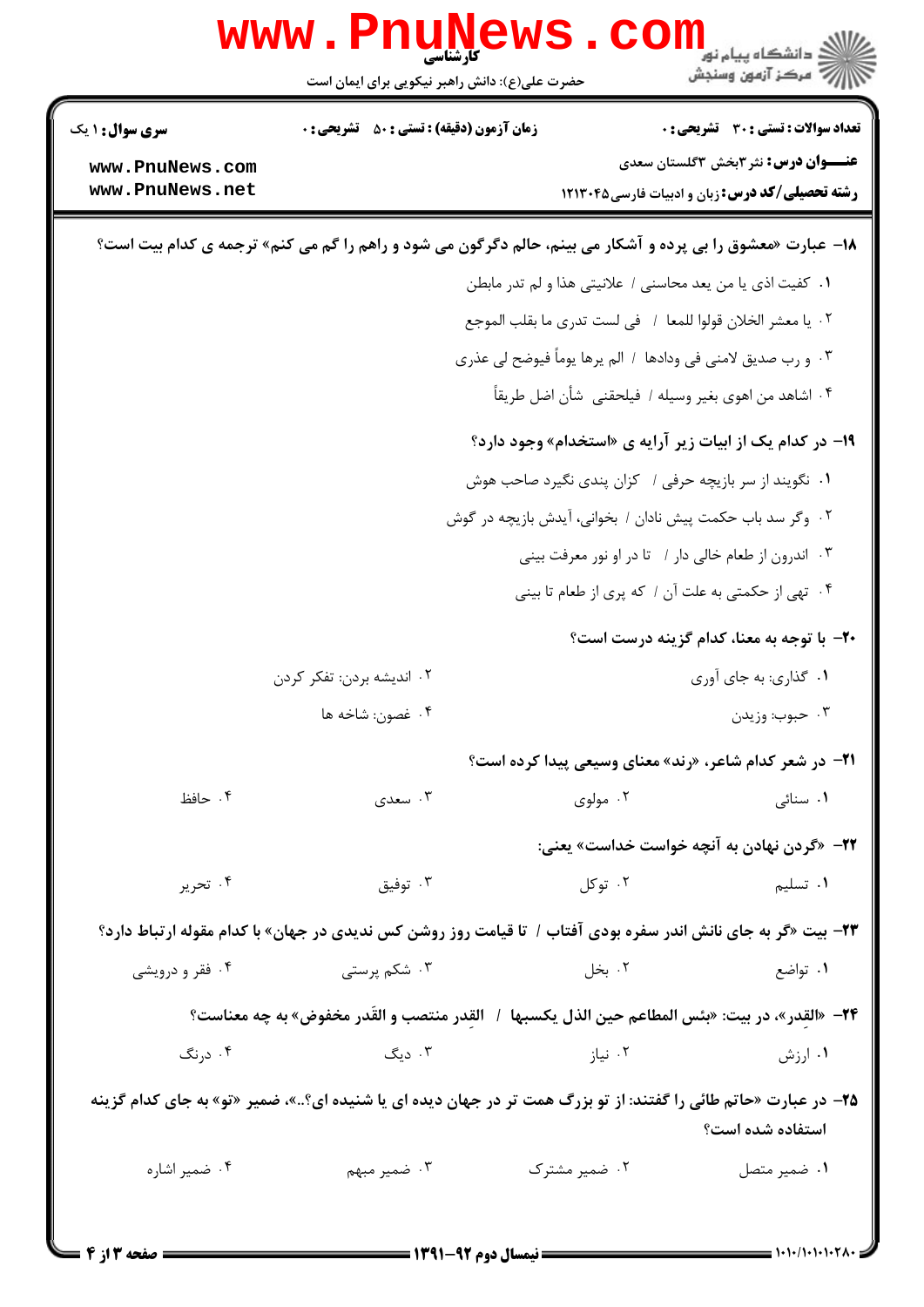۱۸- عبارت «معشوق را بی پرده و آشکار می بینم، حالم دگرگون می شود و راهم را گم می کنم» ترجمه ی کدام بیت است؟

۱. کفیت اذی یا من یعد محاسنی / علانیتی هذا و لم تدر مابطن

۲. یا معشر الخلان قولوا للمعا / فی لست تدری ما بقلب الموجع

۳. و رب صدیق لامنی فی ودادها / الم یرها یوماً فیوضح لی عذری

۴. اشاهد من اهوی بغیر وسیله / فیلحقنی شأن اضل طریقاً

۱۹- در کدام یک از ابیات زیر آرایه ی «استخدام» وجود دارد؟

۱. نگویند از سر بازیچه حرفی / کزان پندی نگیرد صاحب هوش

۲. وگر سد باب حکمت پیش نادان / بخوانی، آیدش بازیچه در گوش

۳. اندرون از طعام خالی دار / تا در او نور معرفت بینی

۴. تهی از حکمتی به علت آن / که پری از طعام تا بینی

۲۰- با توجه به معنا، کدام گزینه درست است؟

۱. گذاری: به جای آوری

۲. اندیشه بردن: تفکر کردن

۳. حبوب: وزیدن

۴. غصون: شاخه ها

۲۱- در شعر کدام شاعر، «رند» معنای وسیعی پیدا کرده است؟

۱. سنائی

۲. مولوی

۳. سعدی

۴. حافظ

۲۲- «گردن نهادن به آنچه خواست خداست» یعنی:

۱. تسلیم

۲. توکل

۳. توفیق

۴. تحریر

۲۳- بیت «گر به جای نانش اندر سفره بودی آفتاب / تا قیامت روز روشن کس ندیدی در جهان» با کدام مقوله ارتباط دارد؟

۱. تواضع

۲. بخل

۳. شکم پرستی

۴. فقر و درویشی

۲۴- «القِدر»، در بیت: «بئس المطاعم حین الذل یکسبها / القِدر منتصب و القَدر مخفوض» به چه معناست؟

۱. ارزش

۲. نیاز

۳. دیگ

۴. درنگ

۲۵- در عبارت «حاتم طائی را گفتند: از تو بزرگ همت تر در جهان دیده ای یا شنیده ای؟..»، ضمیر «تو» به جای کدام گزینه استفاده شده است؟

۱. ضمیر متصل

۲. ضمیر مشترک

۳. ضمیر مبهم

۴. ضمیر اشاره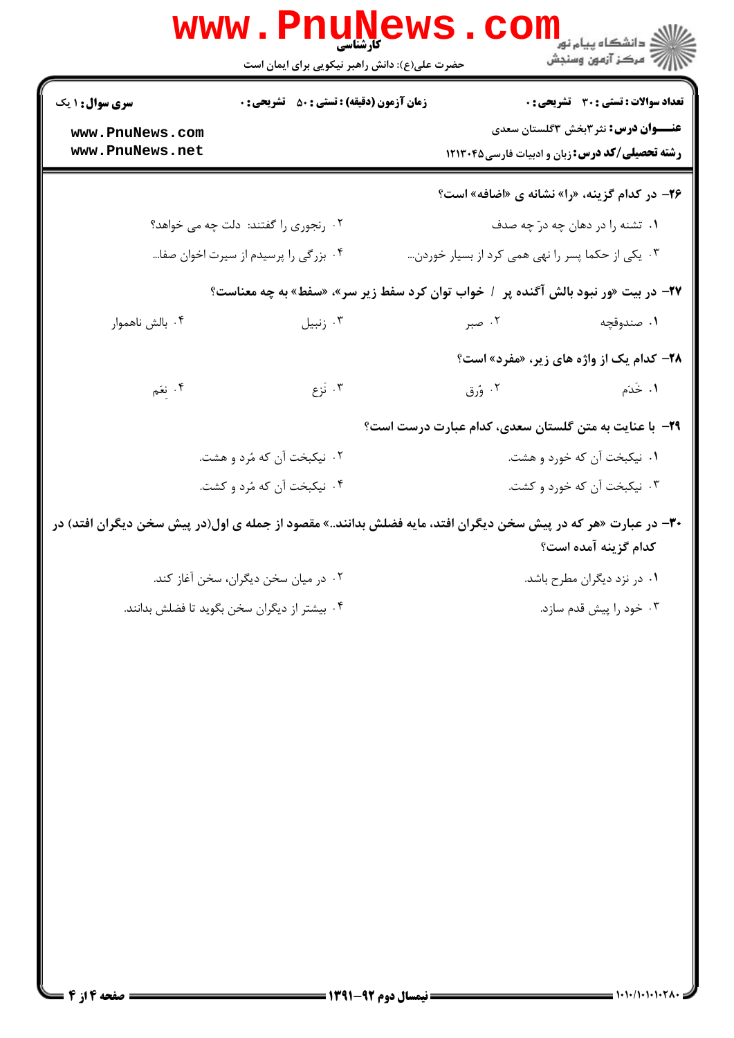۲۶- در کدام گزینه، «را» نشانه ی «اضافه» است؟

۱. تشنه را در دهان چه درّ چه صدف

۲. رنجوری را گفتند: دلت چه می خواهد؟

۳. یکی از حکما پسر را نهی همی کرد از بسیار خوردن...

۴. بزرگی را پرسیدم از سیرت اخوان صفا...

۲۷- در بیت «ور نبود بالش آگنده پر / خواب توان کرد سفط زیر سر»، «سفط» به چه معناست؟

۱. صندوقچه

۲. صبر

۳. زنبیل

۴. بالش ناهموار

۲۸- کدام یک از واژه های زیر، «مفرد» است؟

۱. خَدَم

۲. وَرَق

۳. نَزع

۴. نِعَم

۲۹- با عنایت به متن گلستان سعدی، کدام عبارت درست است؟

۱. نیکبخت آن که خورد و هشت.

۲. نیکبخت آن که مُرد و هشت.

۳. نیکبخت آن که خورد و کشت.

۴. نیکبخت آن که مُرد و کشت.

۳۰- در عبارت «هر که در پیش سخن دیگران افتد، مایه فضلش بدانند..» مقصود از جمله ی اول(در پیش سخن دیگران افتد) در کدام گزینه آمده است؟

۱. در نزد دیگران مطرح باشد.

۲. در میان سخن دیگران، سخن آغاز کند.

۳. خود را پیش قدم سازد.

۴. بیشتر از دیگران سخن بگوید تا فضلش بدانند.